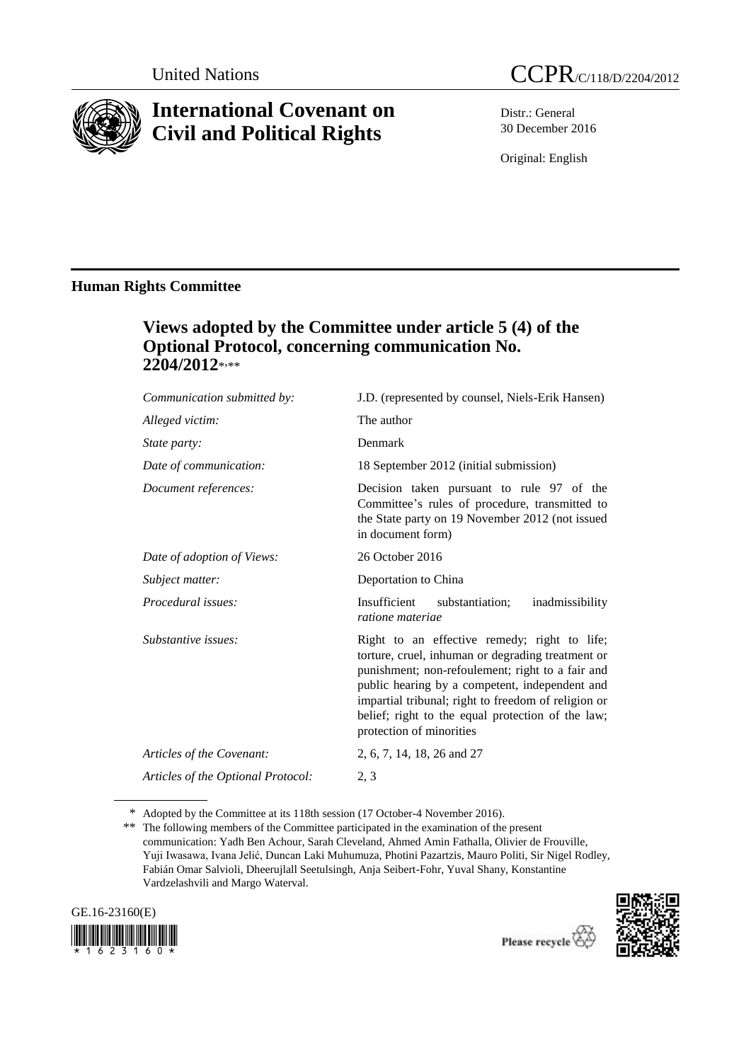United Nations

# CCPR/C/118/D/2204/2012

# International Covenant on Civil and Political Rights

Distr.: General
30 December 2016

Original: English

## Human Rights Committee

## Views adopted by the Committee under article 5 (4) of the Optional Protocol, concerning communication No. 2204/2012*,**

| | |
|---|---|
| *Communication submitted by:* | J.D. (represented by counsel, Niels-Erik Hansen) |
| *Alleged victim:* | The author |
| *State party:* | Denmark |
| *Date of communication:* | 18 September 2012 (initial submission) |
| *Document references:* | Decision taken pursuant to rule 97 of the Committee's rules of procedure, transmitted to the State party on 19 November 2012 (not issued in document form) |
| *Date of adoption of Views:* | 26 October 2016 |
| *Subject matter:* | Deportation to China |
| *Procedural issues:* | Insufficient substantiation; inadmissibility *ratione materiae* |
| *Substantive issues:* | Right to an effective remedy; right to life; torture, cruel, inhuman or degrading treatment or punishment; non-refoulement; right to a fair and public hearing by a competent, independent and impartial tribunal; right to freedom of religion or belief; right to the equal protection of the law; protection of minorities |
| *Articles of the Covenant:* | 2, 6, 7, 14, 18, 26 and 27 |
| *Articles of the Optional Protocol:* | 2, 3 |

\* Adopted by the Committee at its 118th session (17 October-4 November 2016).

\*\* The following members of the Committee participated in the examination of the present communication: Yadh Ben Achour, Sarah Cleveland, Ahmed Amin Fathalla, Olivier de Frouville, Yuji Iwasawa, Ivana Jelić, Duncan Laki Muhumuza, Photini Pazartzis, Mauro Politi, Sir Nigel Rodley, Fabián Omar Salvioli, Dheerujlall Seetulsingh, Anja Seibert-Fohr, Yuval Shany, Konstantine Vardzelashvili and Margo Waterval.

GE.16-23160(E)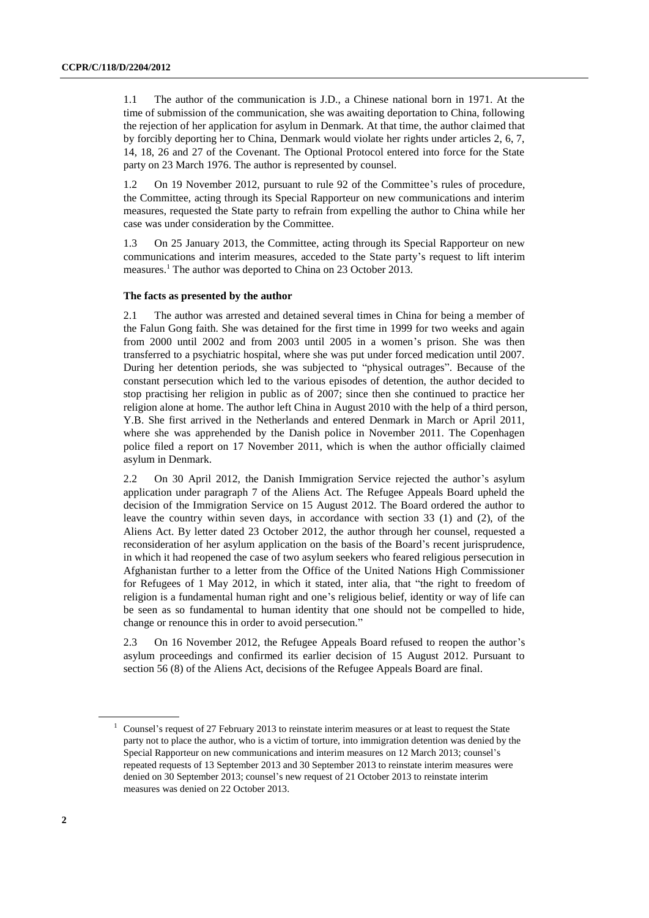1.1 The author of the communication is J.D., a Chinese national born in 1971. At the time of submission of the communication, she was awaiting deportation to China, following the rejection of her application for asylum in Denmark. At that time, the author claimed that by forcibly deporting her to China, Denmark would violate her rights under articles 2, 6, 7, 14, 18, 26 and 27 of the Covenant. The Optional Protocol entered into force for the State party on 23 March 1976. The author is represented by counsel.

1.2 On 19 November 2012, pursuant to rule 92 of the Committee's rules of procedure, the Committee, acting through its Special Rapporteur on new communications and interim measures, requested the State party to refrain from expelling the author to China while her case was under consideration by the Committee.

1.3 On 25 January 2013, the Committee, acting through its Special Rapporteur on new communications and interim measures, acceded to the State party's request to lift interim measures.[1] The author was deported to China on 23 October 2013.

**The facts as presented by the author**

2.1 The author was arrested and detained several times in China for being a member of the Falun Gong faith. She was detained for the first time in 1999 for two weeks and again from 2000 until 2002 and from 2003 until 2005 in a women's prison. She was then transferred to a psychiatric hospital, where she was put under forced medication until 2007. During her detention periods, she was subjected to "physical outrages". Because of the constant persecution which led to the various episodes of detention, the author decided to stop practising her religion in public as of 2007; since then she continued to practice her religion alone at home. The author left China in August 2010 with the help of a third person, Y.B. She first arrived in the Netherlands and entered Denmark in March or April 2011, where she was apprehended by the Danish police in November 2011. The Copenhagen police filed a report on 17 November 2011, which is when the author officially claimed asylum in Denmark.

2.2 On 30 April 2012, the Danish Immigration Service rejected the author's asylum application under paragraph 7 of the Aliens Act. The Refugee Appeals Board upheld the decision of the Immigration Service on 15 August 2012. The Board ordered the author to leave the country within seven days, in accordance with section 33 (1) and (2), of the Aliens Act. By letter dated 23 October 2012, the author through her counsel, requested a reconsideration of her asylum application on the basis of the Board's recent jurisprudence, in which it had reopened the case of two asylum seekers who feared religious persecution in Afghanistan further to a letter from the Office of the United Nations High Commissioner for Refugees of 1 May 2012, in which it stated, inter alia, that "the right to freedom of religion is a fundamental human right and one's religious belief, identity or way of life can be seen as so fundamental to human identity that one should not be compelled to hide, change or renounce this in order to avoid persecution."

2.3 On 16 November 2012, the Refugee Appeals Board refused to reopen the author's asylum proceedings and confirmed its earlier decision of 15 August 2012. Pursuant to section 56 (8) of the Aliens Act, decisions of the Refugee Appeals Board are final.

[1] Counsel's request of 27 February 2013 to reinstate interim measures or at least to request the State party not to place the author, who is a victim of torture, into immigration detention was denied by the Special Rapporteur on new communications and interim measures on 12 March 2013; counsel's repeated requests of 13 September 2013 and 30 September 2013 to reinstate interim measures were denied on 30 September 2013; counsel's new request of 21 October 2013 to reinstate interim measures was denied on 22 October 2013.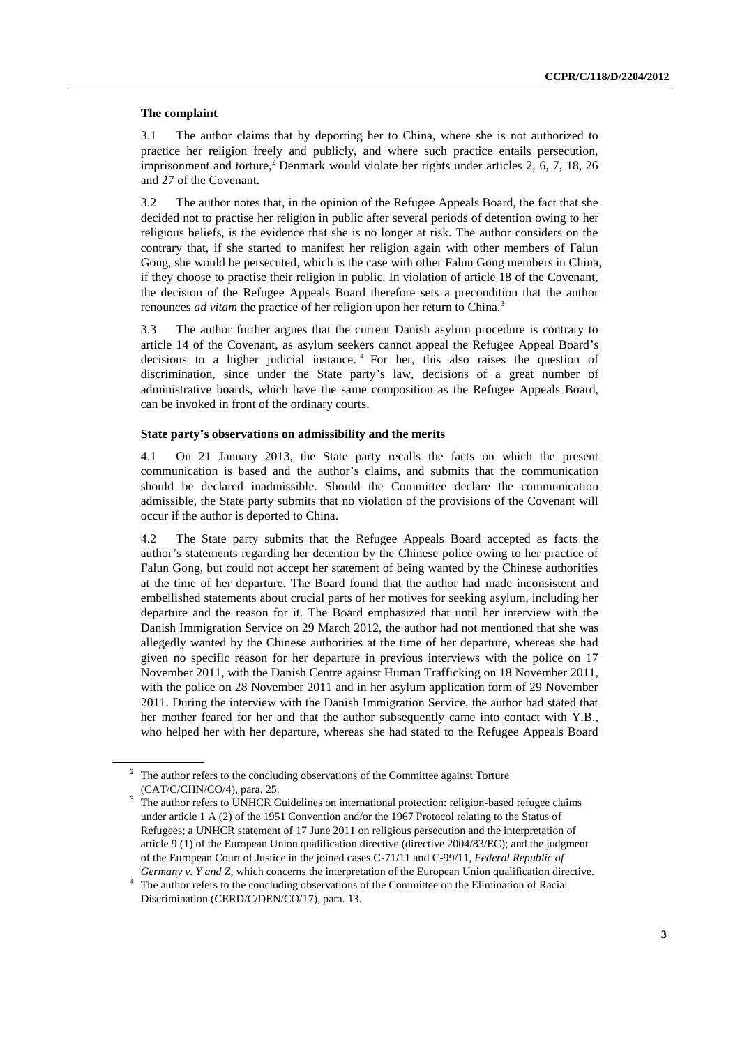### The complaint

3.1 The author claims that by deporting her to China, where she is not authorized to practice her religion freely and publicly, and where such practice entails persecution, imprisonment and torture,[2] Denmark would violate her rights under articles 2, 6, 7, 18, 26 and 27 of the Covenant.

3.2 The author notes that, in the opinion of the Refugee Appeals Board, the fact that she decided not to practise her religion in public after several periods of detention owing to her religious beliefs, is the evidence that she is no longer at risk. The author considers on the contrary that, if she started to manifest her religion again with other members of Falun Gong, she would be persecuted, which is the case with other Falun Gong members in China, if they choose to practise their religion in public. In violation of article 18 of the Covenant, the decision of the Refugee Appeals Board therefore sets a precondition that the author renounces *ad vitam* the practice of her religion upon her return to China.[3]

3.3 The author further argues that the current Danish asylum procedure is contrary to article 14 of the Covenant, as asylum seekers cannot appeal the Refugee Appeal Board's decisions to a higher judicial instance.[4] For her, this also raises the question of discrimination, since under the State party's law, decisions of a great number of administrative boards, which have the same composition as the Refugee Appeals Board, can be invoked in front of the ordinary courts.

### State party's observations on admissibility and the merits

4.1 On 21 January 2013, the State party recalls the facts on which the present communication is based and the author's claims, and submits that the communication should be declared inadmissible. Should the Committee declare the communication admissible, the State party submits that no violation of the provisions of the Covenant will occur if the author is deported to China.

4.2 The State party submits that the Refugee Appeals Board accepted as facts the author's statements regarding her detention by the Chinese police owing to her practice of Falun Gong, but could not accept her statement of being wanted by the Chinese authorities at the time of her departure. The Board found that the author had made inconsistent and embellished statements about crucial parts of her motives for seeking asylum, including her departure and the reason for it. The Board emphasized that until her interview with the Danish Immigration Service on 29 March 2012, the author had not mentioned that she was allegedly wanted by the Chinese authorities at the time of her departure, whereas she had given no specific reason for her departure in previous interviews with the police on 17 November 2011, with the Danish Centre against Human Trafficking on 18 November 2011, with the police on 28 November 2011 and in her asylum application form of 29 November 2011. During the interview with the Danish Immigration Service, the author had stated that her mother feared for her and that the author subsequently came into contact with Y.B., who helped her with her departure, whereas she had stated to the Refugee Appeals Board

---

[2] The author refers to the concluding observations of the Committee against Torture (CAT/C/CHN/CO/4), para. 25.

[3] The author refers to UNHCR Guidelines on international protection: religion-based refugee claims under article 1 A (2) of the 1951 Convention and/or the 1967 Protocol relating to the Status of Refugees; a UNHCR statement of 17 June 2011 on religious persecution and the interpretation of article 9 (1) of the European Union qualification directive (directive 2004/83/EC); and the judgment of the European Court of Justice in the joined cases C-71/11 and C-99/11, *Federal Republic of Germany v. Y and Z*, which concerns the interpretation of the European Union qualification directive.

[4] The author refers to the concluding observations of the Committee on the Elimination of Racial Discrimination (CERD/C/DEN/CO/17), para. 13.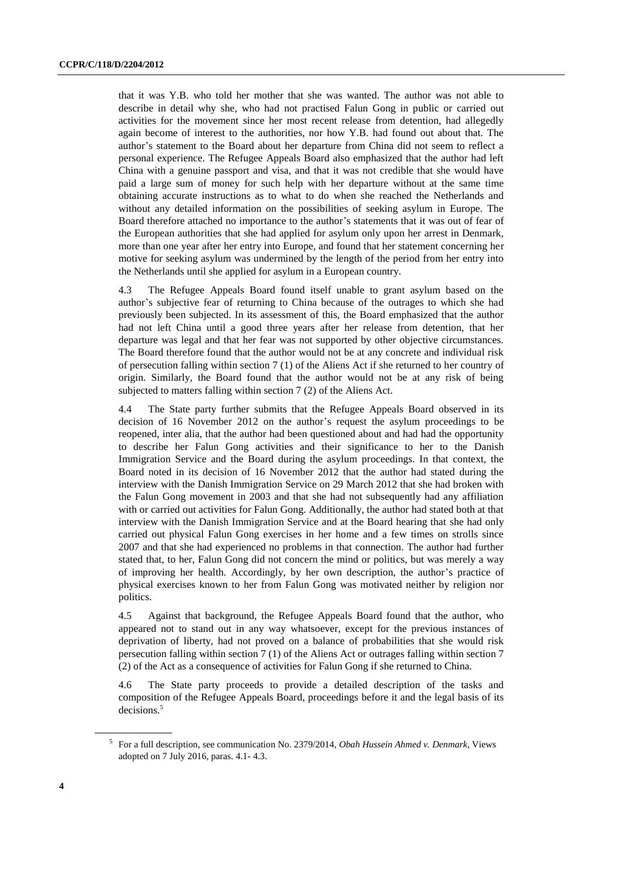that it was Y.B. who told her mother that she was wanted. The author was not able to describe in detail why she, who had not practised Falun Gong in public or carried out activities for the movement since her most recent release from detention, had allegedly again become of interest to the authorities, nor how Y.B. had found out about that. The author's statement to the Board about her departure from China did not seem to reflect a personal experience. The Refugee Appeals Board also emphasized that the author had left China with a genuine passport and visa, and that it was not credible that she would have paid a large sum of money for such help with her departure without at the same time obtaining accurate instructions as to what to do when she reached the Netherlands and without any detailed information on the possibilities of seeking asylum in Europe. The Board therefore attached no importance to the author's statements that it was out of fear of the European authorities that she had applied for asylum only upon her arrest in Denmark, more than one year after her entry into Europe, and found that her statement concerning her motive for seeking asylum was undermined by the length of the period from her entry into the Netherlands until she applied for asylum in a European country.

4.3 The Refugee Appeals Board found itself unable to grant asylum based on the author's subjective fear of returning to China because of the outrages to which she had previously been subjected. In its assessment of this, the Board emphasized that the author had not left China until a good three years after her release from detention, that her departure was legal and that her fear was not supported by other objective circumstances. The Board therefore found that the author would not be at any concrete and individual risk of persecution falling within section 7 (1) of the Aliens Act if she returned to her country of origin. Similarly, the Board found that the author would not be at any risk of being subjected to matters falling within section 7 (2) of the Aliens Act.

4.4 The State party further submits that the Refugee Appeals Board observed in its decision of 16 November 2012 on the author's request the asylum proceedings to be reopened, inter alia, that the author had been questioned about and had had the opportunity to describe her Falun Gong activities and their significance to her to the Danish Immigration Service and the Board during the asylum proceedings. In that context, the Board noted in its decision of 16 November 2012 that the author had stated during the interview with the Danish Immigration Service on 29 March 2012 that she had broken with the Falun Gong movement in 2003 and that she had not subsequently had any affiliation with or carried out activities for Falun Gong. Additionally, the author had stated both at that interview with the Danish Immigration Service and at the Board hearing that she had only carried out physical Falun Gong exercises in her home and a few times on strolls since 2007 and that she had experienced no problems in that connection. The author had further stated that, to her, Falun Gong did not concern the mind or politics, but was merely a way of improving her health. Accordingly, by her own description, the author's practice of physical exercises known to her from Falun Gong was motivated neither by religion nor politics.

4.5 Against that background, the Refugee Appeals Board found that the author, who appeared not to stand out in any way whatsoever, except for the previous instances of deprivation of liberty, had not proved on a balance of probabilities that she would risk persecution falling within section 7 (1) of the Aliens Act or outrages falling within section 7 (2) of the Act as a consequence of activities for Falun Gong if she returned to China.

4.6 The State party proceeds to provide a detailed description of the tasks and composition of the Refugee Appeals Board, proceedings before it and the legal basis of its decisions.[5]

[5] For a full description, see communication No. 2379/2014, *Obah Hussein Ahmed v. Denmark*, Views adopted on 7 July 2016, paras. 4.1- 4.3.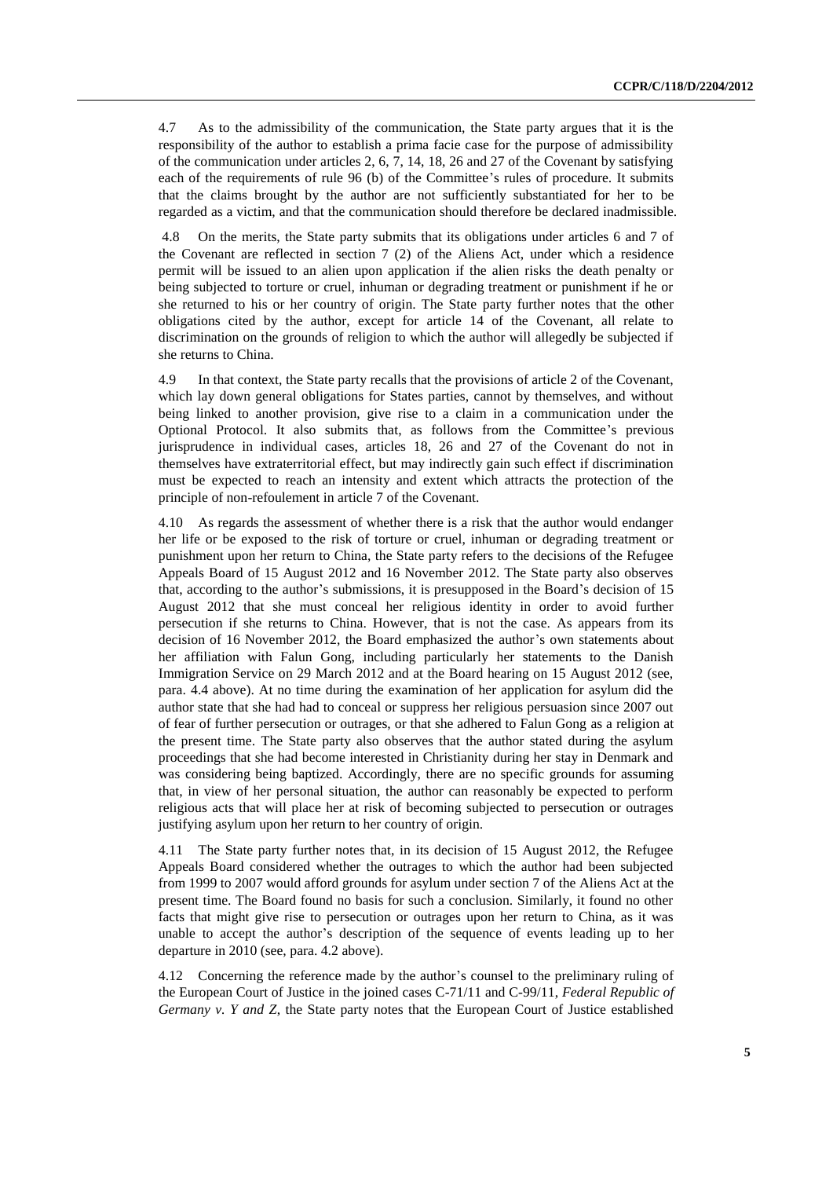4.7 As to the admissibility of the communication, the State party argues that it is the responsibility of the author to establish a prima facie case for the purpose of admissibility of the communication under articles 2, 6, 7, 14, 18, 26 and 27 of the Covenant by satisfying each of the requirements of rule 96 (b) of the Committee's rules of procedure. It submits that the claims brought by the author are not sufficiently substantiated for her to be regarded as a victim, and that the communication should therefore be declared inadmissible.

4.8 On the merits, the State party submits that its obligations under articles 6 and 7 of the Covenant are reflected in section 7 (2) of the Aliens Act, under which a residence permit will be issued to an alien upon application if the alien risks the death penalty or being subjected to torture or cruel, inhuman or degrading treatment or punishment if he or she returned to his or her country of origin. The State party further notes that the other obligations cited by the author, except for article 14 of the Covenant, all relate to discrimination on the grounds of religion to which the author will allegedly be subjected if she returns to China.

4.9 In that context, the State party recalls that the provisions of article 2 of the Covenant, which lay down general obligations for States parties, cannot by themselves, and without being linked to another provision, give rise to a claim in a communication under the Optional Protocol. It also submits that, as follows from the Committee's previous jurisprudence in individual cases, articles 18, 26 and 27 of the Covenant do not in themselves have extraterritorial effect, but may indirectly gain such effect if discrimination must be expected to reach an intensity and extent which attracts the protection of the principle of non-refoulement in article 7 of the Covenant.

4.10 As regards the assessment of whether there is a risk that the author would endanger her life or be exposed to the risk of torture or cruel, inhuman or degrading treatment or punishment upon her return to China, the State party refers to the decisions of the Refugee Appeals Board of 15 August 2012 and 16 November 2012. The State party also observes that, according to the author's submissions, it is presupposed in the Board's decision of 15 August 2012 that she must conceal her religious identity in order to avoid further persecution if she returns to China. However, that is not the case. As appears from its decision of 16 November 2012, the Board emphasized the author's own statements about her affiliation with Falun Gong, including particularly her statements to the Danish Immigration Service on 29 March 2012 and at the Board hearing on 15 August 2012 (see, para. 4.4 above). At no time during the examination of her application for asylum did the author state that she had had to conceal or suppress her religious persuasion since 2007 out of fear of further persecution or outrages, or that she adhered to Falun Gong as a religion at the present time. The State party also observes that the author stated during the asylum proceedings that she had become interested in Christianity during her stay in Denmark and was considering being baptized. Accordingly, there are no specific grounds for assuming that, in view of her personal situation, the author can reasonably be expected to perform religious acts that will place her at risk of becoming subjected to persecution or outrages justifying asylum upon her return to her country of origin.

4.11 The State party further notes that, in its decision of 15 August 2012, the Refugee Appeals Board considered whether the outrages to which the author had been subjected from 1999 to 2007 would afford grounds for asylum under section 7 of the Aliens Act at the present time. The Board found no basis for such a conclusion. Similarly, it found no other facts that might give rise to persecution or outrages upon her return to China, as it was unable to accept the author's description of the sequence of events leading up to her departure in 2010 (see, para. 4.2 above).

4.12 Concerning the reference made by the author's counsel to the preliminary ruling of the European Court of Justice in the joined cases C-71/11 and C-99/11, *Federal Republic of Germany v. Y and Z*, the State party notes that the European Court of Justice established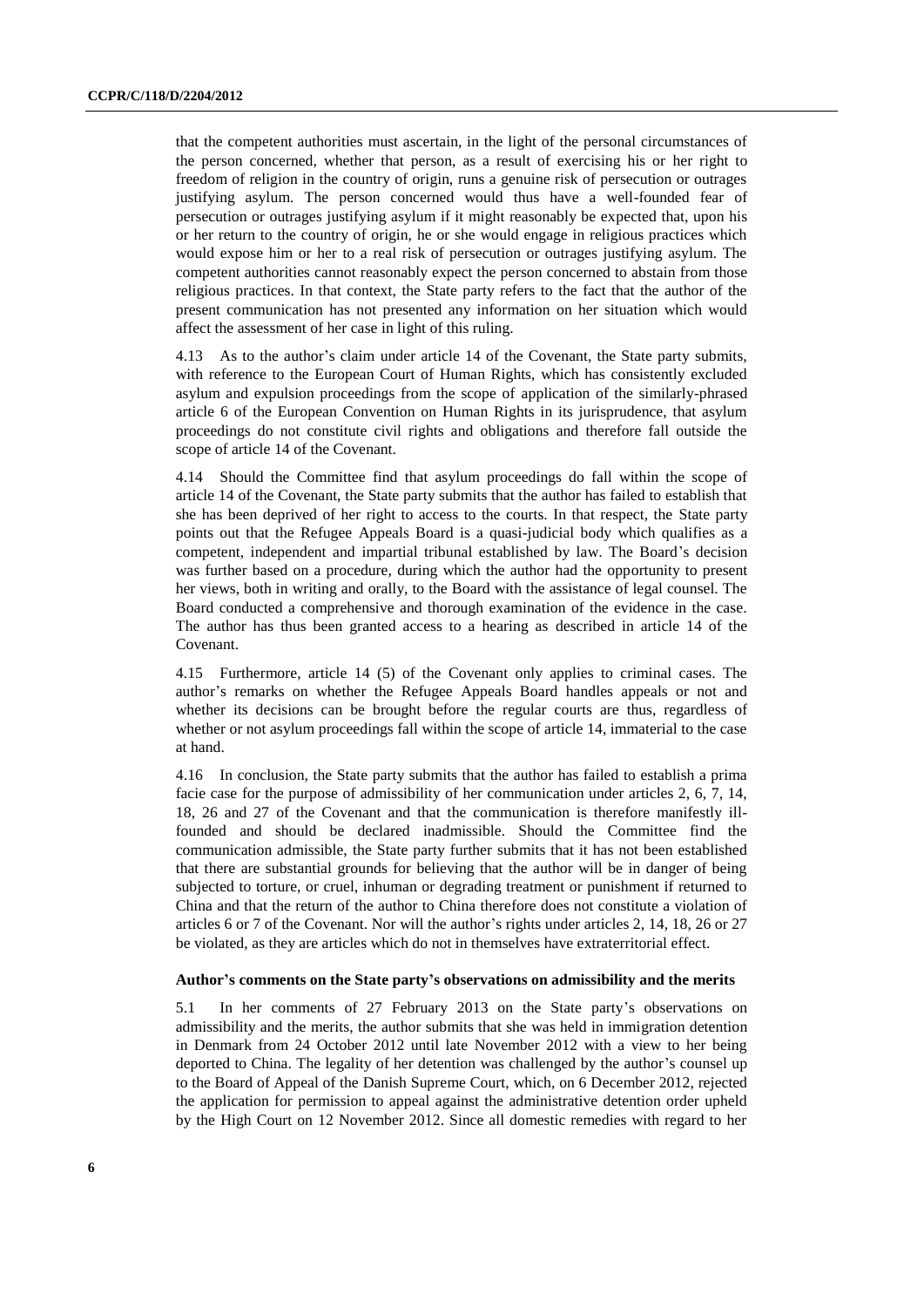that the competent authorities must ascertain, in the light of the personal circumstances of the person concerned, whether that person, as a result of exercising his or her right to freedom of religion in the country of origin, runs a genuine risk of persecution or outrages justifying asylum. The person concerned would thus have a well-founded fear of persecution or outrages justifying asylum if it might reasonably be expected that, upon his or her return to the country of origin, he or she would engage in religious practices which would expose him or her to a real risk of persecution or outrages justifying asylum. The competent authorities cannot reasonably expect the person concerned to abstain from those religious practices. In that context, the State party refers to the fact that the author of the present communication has not presented any information on her situation which would affect the assessment of her case in light of this ruling.

4.13 As to the author's claim under article 14 of the Covenant, the State party submits, with reference to the European Court of Human Rights, which has consistently excluded asylum and expulsion proceedings from the scope of application of the similarly-phrased article 6 of the European Convention on Human Rights in its jurisprudence, that asylum proceedings do not constitute civil rights and obligations and therefore fall outside the scope of article 14 of the Covenant.

4.14 Should the Committee find that asylum proceedings do fall within the scope of article 14 of the Covenant, the State party submits that the author has failed to establish that she has been deprived of her right to access to the courts. In that respect, the State party points out that the Refugee Appeals Board is a quasi-judicial body which qualifies as a competent, independent and impartial tribunal established by law. The Board's decision was further based on a procedure, during which the author had the opportunity to present her views, both in writing and orally, to the Board with the assistance of legal counsel. The Board conducted a comprehensive and thorough examination of the evidence in the case. The author has thus been granted access to a hearing as described in article 14 of the Covenant.

4.15 Furthermore, article 14 (5) of the Covenant only applies to criminal cases. The author's remarks on whether the Refugee Appeals Board handles appeals or not and whether its decisions can be brought before the regular courts are thus, regardless of whether or not asylum proceedings fall within the scope of article 14, immaterial to the case at hand.

4.16 In conclusion, the State party submits that the author has failed to establish a prima facie case for the purpose of admissibility of her communication under articles 2, 6, 7, 14, 18, 26 and 27 of the Covenant and that the communication is therefore manifestly ill-founded and should be declared inadmissible. Should the Committee find the communication admissible, the State party further submits that it has not been established that there are substantial grounds for believing that the author will be in danger of being subjected to torture, or cruel, inhuman or degrading treatment or punishment if returned to China and that the return of the author to China therefore does not constitute a violation of articles 6 or 7 of the Covenant. Nor will the author's rights under articles 2, 14, 18, 26 or 27 be violated, as they are articles which do not in themselves have extraterritorial effect.

### Author's comments on the State party's observations on admissibility and the merits

5.1 In her comments of 27 February 2013 on the State party's observations on admissibility and the merits, the author submits that she was held in immigration detention in Denmark from 24 October 2012 until late November 2012 with a view to her being deported to China. The legality of her detention was challenged by the author's counsel up to the Board of Appeal of the Danish Supreme Court, which, on 6 December 2012, rejected the application for permission to appeal against the administrative detention order upheld by the High Court on 12 November 2012. Since all domestic remedies with regard to her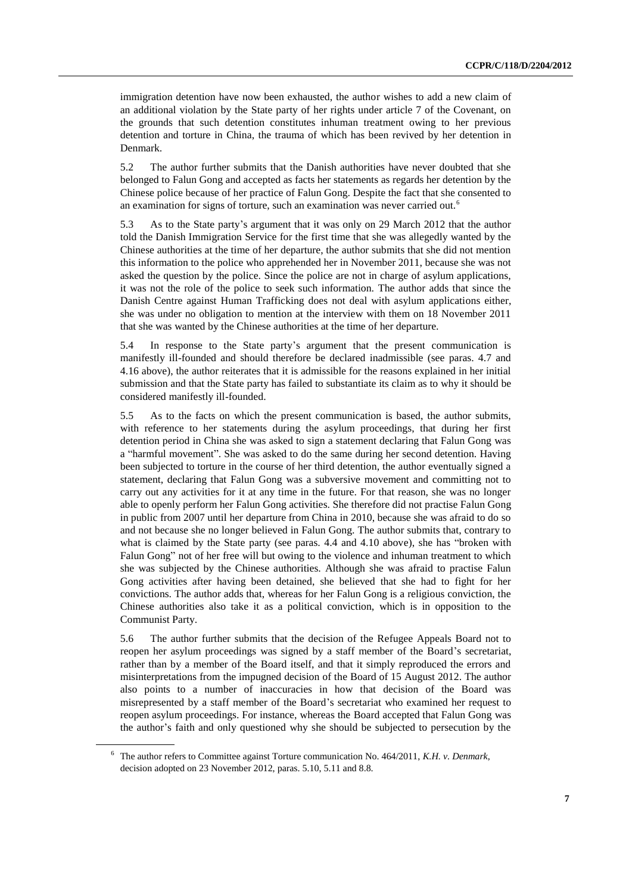immigration detention have now been exhausted, the author wishes to add a new claim of an additional violation by the State party of her rights under article 7 of the Covenant, on the grounds that such detention constitutes inhuman treatment owing to her previous detention and torture in China, the trauma of which has been revived by her detention in Denmark.

5.2 The author further submits that the Danish authorities have never doubted that she belonged to Falun Gong and accepted as facts her statements as regards her detention by the Chinese police because of her practice of Falun Gong. Despite the fact that she consented to an examination for signs of torture, such an examination was never carried out.[6]

5.3 As to the State party's argument that it was only on 29 March 2012 that the author told the Danish Immigration Service for the first time that she was allegedly wanted by the Chinese authorities at the time of her departure, the author submits that she did not mention this information to the police who apprehended her in November 2011, because she was not asked the question by the police. Since the police are not in charge of asylum applications, it was not the role of the police to seek such information. The author adds that since the Danish Centre against Human Trafficking does not deal with asylum applications either, she was under no obligation to mention at the interview with them on 18 November 2011 that she was wanted by the Chinese authorities at the time of her departure.

5.4 In response to the State party's argument that the present communication is manifestly ill-founded and should therefore be declared inadmissible (see paras. 4.7 and 4.16 above), the author reiterates that it is admissible for the reasons explained in her initial submission and that the State party has failed to substantiate its claim as to why it should be considered manifestly ill-founded.

5.5 As to the facts on which the present communication is based, the author submits, with reference to her statements during the asylum proceedings, that during her first detention period in China she was asked to sign a statement declaring that Falun Gong was a "harmful movement". She was asked to do the same during her second detention. Having been subjected to torture in the course of her third detention, the author eventually signed a statement, declaring that Falun Gong was a subversive movement and committing not to carry out any activities for it at any time in the future. For that reason, she was no longer able to openly perform her Falun Gong activities. She therefore did not practise Falun Gong in public from 2007 until her departure from China in 2010, because she was afraid to do so and not because she no longer believed in Falun Gong. The author submits that, contrary to what is claimed by the State party (see paras. 4.4 and 4.10 above), she has "broken with Falun Gong" not of her free will but owing to the violence and inhuman treatment to which she was subjected by the Chinese authorities. Although she was afraid to practise Falun Gong activities after having been detained, she believed that she had to fight for her convictions. The author adds that, whereas for her Falun Gong is a religious conviction, the Chinese authorities also take it as a political conviction, which is in opposition to the Communist Party.

5.6 The author further submits that the decision of the Refugee Appeals Board not to reopen her asylum proceedings was signed by a staff member of the Board's secretariat, rather than by a member of the Board itself, and that it simply reproduced the errors and misinterpretations from the impugned decision of the Board of 15 August 2012. The author also points to a number of inaccuracies in how that decision of the Board was misrepresented by a staff member of the Board's secretariat who examined her request to reopen asylum proceedings. For instance, whereas the Board accepted that Falun Gong was the author's faith and only questioned why she should be subjected to persecution by the

[6] The author refers to Committee against Torture communication No. 464/2011, *K.H. v. Denmark*, decision adopted on 23 November 2012, paras. 5.10, 5.11 and 8.8.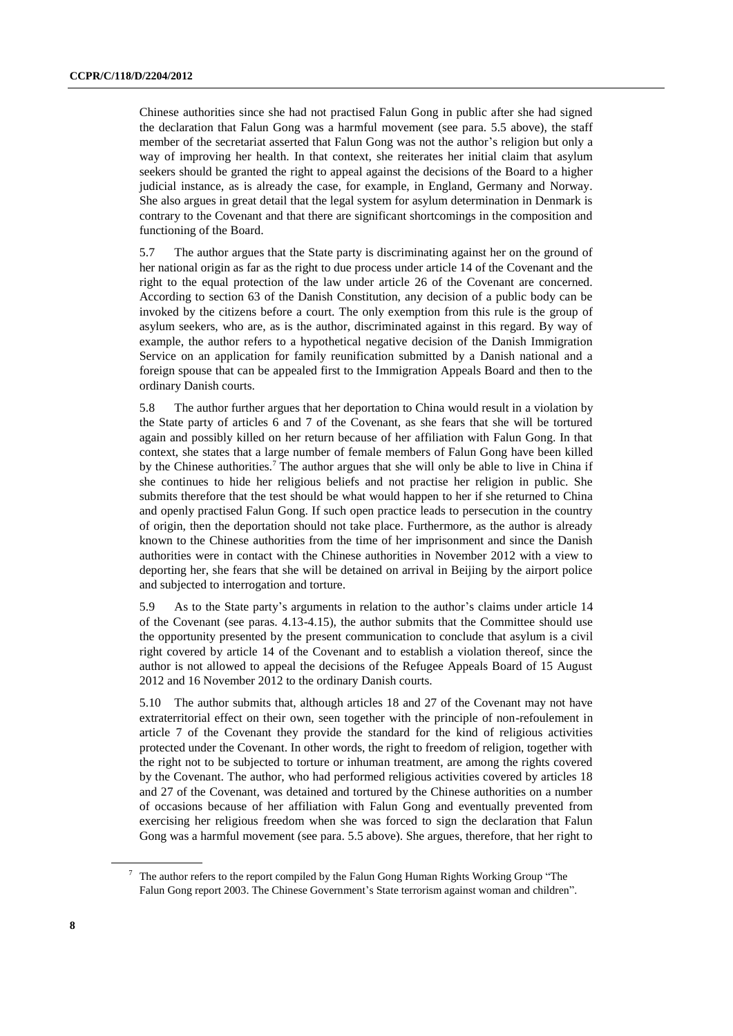Chinese authorities since she had not practised Falun Gong in public after she had signed the declaration that Falun Gong was a harmful movement (see para. 5.5 above), the staff member of the secretariat asserted that Falun Gong was not the author's religion but only a way of improving her health. In that context, she reiterates her initial claim that asylum seekers should be granted the right to appeal against the decisions of the Board to a higher judicial instance, as is already the case, for example, in England, Germany and Norway. She also argues in great detail that the legal system for asylum determination in Denmark is contrary to the Covenant and that there are significant shortcomings in the composition and functioning of the Board.

5.7 The author argues that the State party is discriminating against her on the ground of her national origin as far as the right to due process under article 14 of the Covenant and the right to the equal protection of the law under article 26 of the Covenant are concerned. According to section 63 of the Danish Constitution, any decision of a public body can be invoked by the citizens before a court. The only exemption from this rule is the group of asylum seekers, who are, as is the author, discriminated against in this regard. By way of example, the author refers to a hypothetical negative decision of the Danish Immigration Service on an application for family reunification submitted by a Danish national and a foreign spouse that can be appealed first to the Immigration Appeals Board and then to the ordinary Danish courts.

5.8 The author further argues that her deportation to China would result in a violation by the State party of articles 6 and 7 of the Covenant, as she fears that she will be tortured again and possibly killed on her return because of her affiliation with Falun Gong. In that context, she states that a large number of female members of Falun Gong have been killed by the Chinese authorities.[7] The author argues that she will only be able to live in China if she continues to hide her religious beliefs and not practise her religion in public. She submits therefore that the test should be what would happen to her if she returned to China and openly practised Falun Gong. If such open practice leads to persecution in the country of origin, then the deportation should not take place. Furthermore, as the author is already known to the Chinese authorities from the time of her imprisonment and since the Danish authorities were in contact with the Chinese authorities in November 2012 with a view to deporting her, she fears that she will be detained on arrival in Beijing by the airport police and subjected to interrogation and torture.

5.9 As to the State party's arguments in relation to the author's claims under article 14 of the Covenant (see paras. 4.13-4.15), the author submits that the Committee should use the opportunity presented by the present communication to conclude that asylum is a civil right covered by article 14 of the Covenant and to establish a violation thereof, since the author is not allowed to appeal the decisions of the Refugee Appeals Board of 15 August 2012 and 16 November 2012 to the ordinary Danish courts.

5.10 The author submits that, although articles 18 and 27 of the Covenant may not have extraterritorial effect on their own, seen together with the principle of non-refoulement in article 7 of the Covenant they provide the standard for the kind of religious activities protected under the Covenant. In other words, the right to freedom of religion, together with the right not to be subjected to torture or inhuman treatment, are among the rights covered by the Covenant. The author, who had performed religious activities covered by articles 18 and 27 of the Covenant, was detained and tortured by the Chinese authorities on a number of occasions because of her affiliation with Falun Gong and eventually prevented from exercising her religious freedom when she was forced to sign the declaration that Falun Gong was a harmful movement (see para. 5.5 above). She argues, therefore, that her right to

[7] The author refers to the report compiled by the Falun Gong Human Rights Working Group "The Falun Gong report 2003. The Chinese Government's State terrorism against woman and children".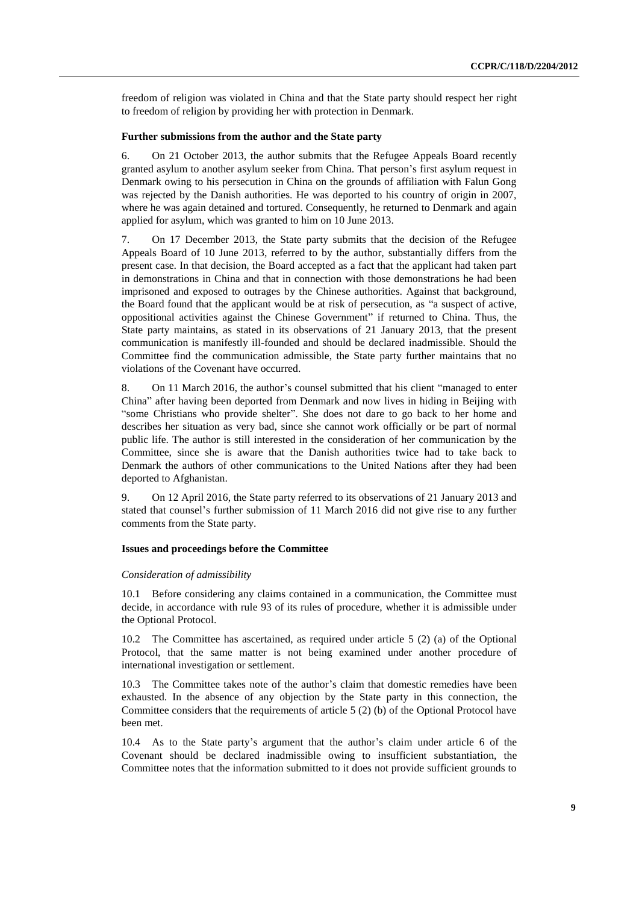freedom of religion was violated in China and that the State party should respect her right to freedom of religion by providing her with protection in Denmark.

### Further submissions from the author and the State party

6. On 21 October 2013, the author submits that the Refugee Appeals Board recently granted asylum to another asylum seeker from China. That person's first asylum request in Denmark owing to his persecution in China on the grounds of affiliation with Falun Gong was rejected by the Danish authorities. He was deported to his country of origin in 2007, where he was again detained and tortured. Consequently, he returned to Denmark and again applied for asylum, which was granted to him on 10 June 2013.

7. On 17 December 2013, the State party submits that the decision of the Refugee Appeals Board of 10 June 2013, referred to by the author, substantially differs from the present case. In that decision, the Board accepted as a fact that the applicant had taken part in demonstrations in China and that in connection with those demonstrations he had been imprisoned and exposed to outrages by the Chinese authorities. Against that background, the Board found that the applicant would be at risk of persecution, as "a suspect of active, oppositional activities against the Chinese Government" if returned to China. Thus, the State party maintains, as stated in its observations of 21 January 2013, that the present communication is manifestly ill-founded and should be declared inadmissible. Should the Committee find the communication admissible, the State party further maintains that no violations of the Covenant have occurred.

8. On 11 March 2016, the author's counsel submitted that his client "managed to enter China" after having been deported from Denmark and now lives in hiding in Beijing with "some Christians who provide shelter". She does not dare to go back to her home and describes her situation as very bad, since she cannot work officially or be part of normal public life. The author is still interested in the consideration of her communication by the Committee, since she is aware that the Danish authorities twice had to take back to Denmark the authors of other communications to the United Nations after they had been deported to Afghanistan.

9. On 12 April 2016, the State party referred to its observations of 21 January 2013 and stated that counsel's further submission of 11 March 2016 did not give rise to any further comments from the State party.

### Issues and proceedings before the Committee

*Consideration of admissibility*

10.1 Before considering any claims contained in a communication, the Committee must decide, in accordance with rule 93 of its rules of procedure, whether it is admissible under the Optional Protocol.

10.2 The Committee has ascertained, as required under article 5 (2) (a) of the Optional Protocol, that the same matter is not being examined under another procedure of international investigation or settlement.

10.3 The Committee takes note of the author's claim that domestic remedies have been exhausted. In the absence of any objection by the State party in this connection, the Committee considers that the requirements of article 5 (2) (b) of the Optional Protocol have been met.

10.4 As to the State party's argument that the author's claim under article 6 of the Covenant should be declared inadmissible owing to insufficient substantiation, the Committee notes that the information submitted to it does not provide sufficient grounds to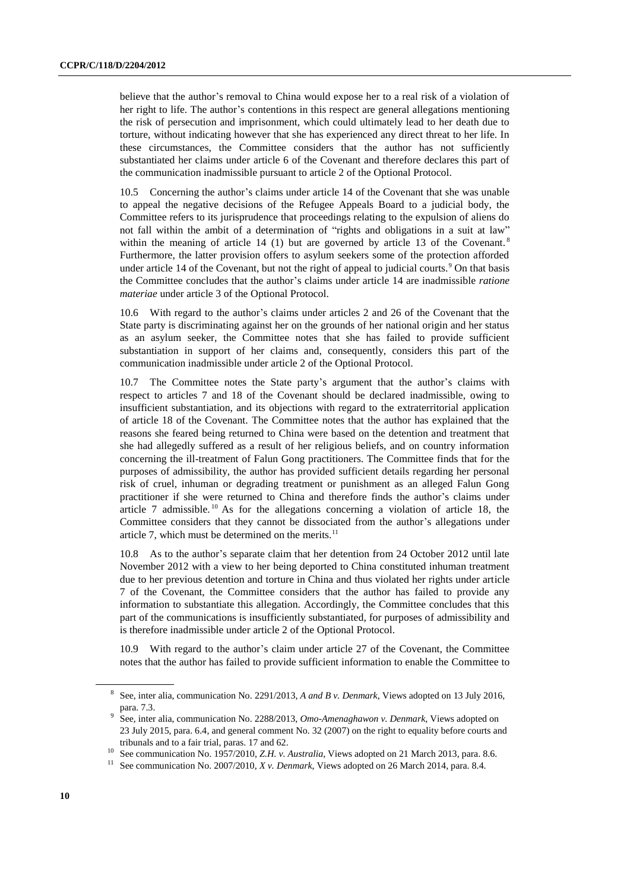believe that the author's removal to China would expose her to a real risk of a violation of her right to life. The author's contentions in this respect are general allegations mentioning the risk of persecution and imprisonment, which could ultimately lead to her death due to torture, without indicating however that she has experienced any direct threat to her life. In these circumstances, the Committee considers that the author has not sufficiently substantiated her claims under article 6 of the Covenant and therefore declares this part of the communication inadmissible pursuant to article 2 of the Optional Protocol.

10.5 Concerning the author's claims under article 14 of the Covenant that she was unable to appeal the negative decisions of the Refugee Appeals Board to a judicial body, the Committee refers to its jurisprudence that proceedings relating to the expulsion of aliens do not fall within the ambit of a determination of "rights and obligations in a suit at law" within the meaning of article 14 (1) but are governed by article 13 of the Covenant.[8] Furthermore, the latter provision offers to asylum seekers some of the protection afforded under article 14 of the Covenant, but not the right of appeal to judicial courts.[9] On that basis the Committee concludes that the author's claims under article 14 are inadmissible *ratione materiae* under article 3 of the Optional Protocol.

10.6 With regard to the author's claims under articles 2 and 26 of the Covenant that the State party is discriminating against her on the grounds of her national origin and her status as an asylum seeker, the Committee notes that she has failed to provide sufficient substantiation in support of her claims and, consequently, considers this part of the communication inadmissible under article 2 of the Optional Protocol.

10.7 The Committee notes the State party's argument that the author's claims with respect to articles 7 and 18 of the Covenant should be declared inadmissible, owing to insufficient substantiation, and its objections with regard to the extraterritorial application of article 18 of the Covenant. The Committee notes that the author has explained that the reasons she feared being returned to China were based on the detention and treatment that she had allegedly suffered as a result of her religious beliefs, and on country information concerning the ill-treatment of Falun Gong practitioners. The Committee finds that for the purposes of admissibility, the author has provided sufficient details regarding her personal risk of cruel, inhuman or degrading treatment or punishment as an alleged Falun Gong practitioner if she were returned to China and therefore finds the author's claims under article 7 admissible.[10] As for the allegations concerning a violation of article 18, the Committee considers that they cannot be dissociated from the author's allegations under article 7, which must be determined on the merits.[11]

10.8 As to the author's separate claim that her detention from 24 October 2012 until late November 2012 with a view to her being deported to China constituted inhuman treatment due to her previous detention and torture in China and thus violated her rights under article 7 of the Covenant, the Committee considers that the author has failed to provide any information to substantiate this allegation. Accordingly, the Committee concludes that this part of the communications is insufficiently substantiated, for purposes of admissibility and is therefore inadmissible under article 2 of the Optional Protocol.

10.9 With regard to the author's claim under article 27 of the Covenant, the Committee notes that the author has failed to provide sufficient information to enable the Committee to

---

[8] See, inter alia, communication No. 2291/2013, *A and B v. Denmark*, Views adopted on 13 July 2016, para. 7.3.

[9] See, inter alia, communication No. 2288/2013, *Omo-Amenaghawon v. Denmark*, Views adopted on 23 July 2015, para. 6.4, and general comment No. 32 (2007) on the right to equality before courts and tribunals and to a fair trial, paras. 17 and 62.

[10] See communication No. 1957/2010, *Z.H. v. Australia*, Views adopted on 21 March 2013, para. 8.6.

[11] See communication No. 2007/2010, *X v. Denmark*, Views adopted on 26 March 2014, para. 8.4.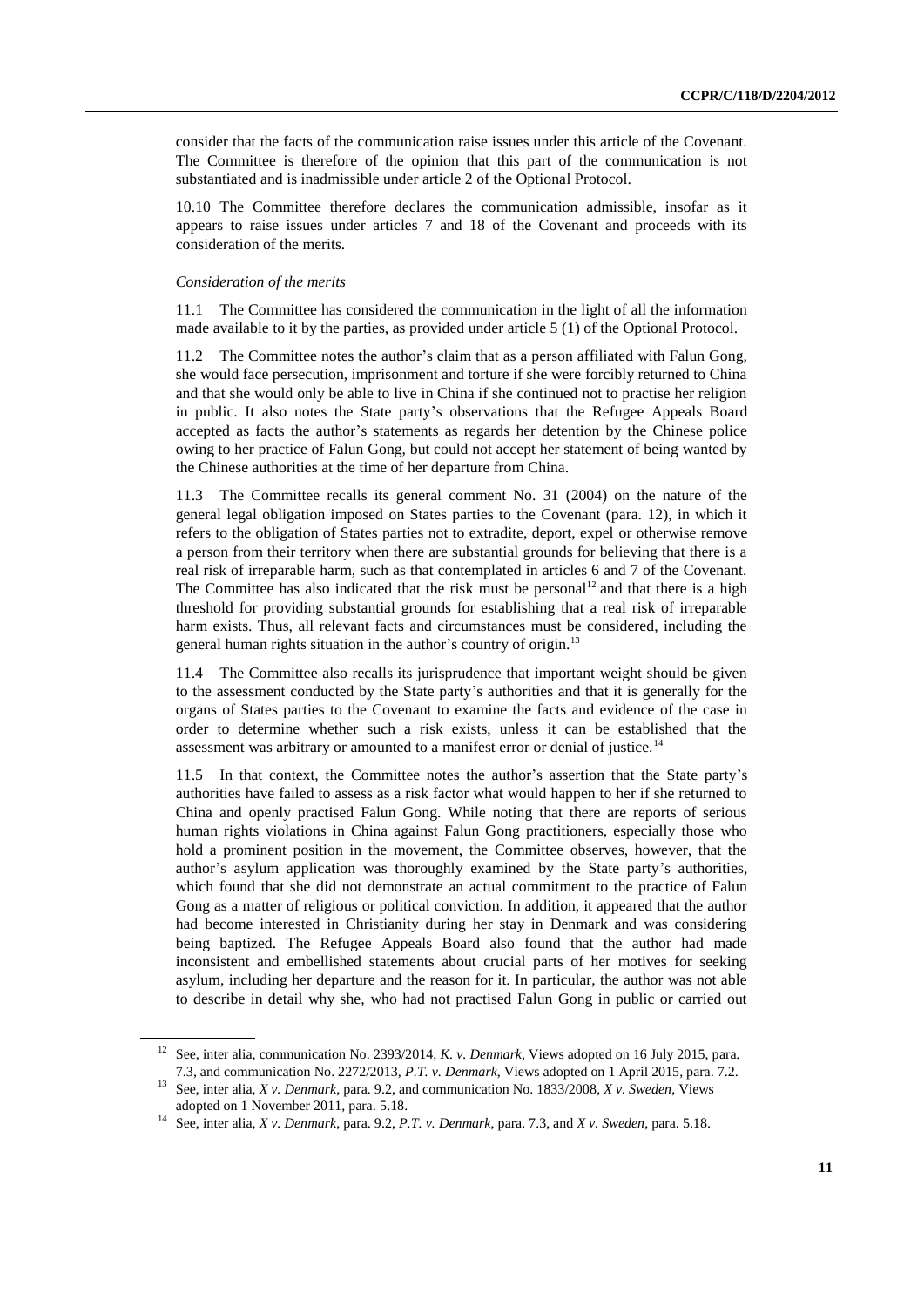consider that the facts of the communication raise issues under this article of the Covenant. The Committee is therefore of the opinion that this part of the communication is not substantiated and is inadmissible under article 2 of the Optional Protocol.

10.10 The Committee therefore declares the communication admissible, insofar as it appears to raise issues under articles 7 and 18 of the Covenant and proceeds with its consideration of the merits.

*Consideration of the merits*

11.1 The Committee has considered the communication in the light of all the information made available to it by the parties, as provided under article 5 (1) of the Optional Protocol.

11.2 The Committee notes the author's claim that as a person affiliated with Falun Gong, she would face persecution, imprisonment and torture if she were forcibly returned to China and that she would only be able to live in China if she continued not to practise her religion in public. It also notes the State party's observations that the Refugee Appeals Board accepted as facts the author's statements as regards her detention by the Chinese police owing to her practice of Falun Gong, but could not accept her statement of being wanted by the Chinese authorities at the time of her departure from China.

11.3 The Committee recalls its general comment No. 31 (2004) on the nature of the general legal obligation imposed on States parties to the Covenant (para. 12), in which it refers to the obligation of States parties not to extradite, deport, expel or otherwise remove a person from their territory when there are substantial grounds for believing that there is a real risk of irreparable harm, such as that contemplated in articles 6 and 7 of the Covenant. The Committee has also indicated that the risk must be personal[12] and that there is a high threshold for providing substantial grounds for establishing that a real risk of irreparable harm exists. Thus, all relevant facts and circumstances must be considered, including the general human rights situation in the author's country of origin.[13]

11.4 The Committee also recalls its jurisprudence that important weight should be given to the assessment conducted by the State party's authorities and that it is generally for the organs of States parties to the Covenant to examine the facts and evidence of the case in order to determine whether such a risk exists, unless it can be established that the assessment was arbitrary or amounted to a manifest error or denial of justice.[14]

11.5 In that context, the Committee notes the author's assertion that the State party's authorities have failed to assess as a risk factor what would happen to her if she returned to China and openly practised Falun Gong. While noting that there are reports of serious human rights violations in China against Falun Gong practitioners, especially those who hold a prominent position in the movement, the Committee observes, however, that the author's asylum application was thoroughly examined by the State party's authorities, which found that she did not demonstrate an actual commitment to the practice of Falun Gong as a matter of religious or political conviction. In addition, it appeared that the author had become interested in Christianity during her stay in Denmark and was considering being baptized. The Refugee Appeals Board also found that the author had made inconsistent and embellished statements about crucial parts of her motives for seeking asylum, including her departure and the reason for it. In particular, the author was not able to describe in detail why she, who had not practised Falun Gong in public or carried out

---

[12] See, inter alia, communication No. 2393/2014, *K. v. Denmark*, Views adopted on 16 July 2015, para. 7.3, and communication No. 2272/2013, *P.T. v. Denmark*, Views adopted on 1 April 2015, para. 7.2.

[13] See, inter alia, *X v. Denmark*, para. 9.2, and communication No. 1833/2008, *X v. Sweden*, Views adopted on 1 November 2011, para. 5.18.

[14] See, inter alia, *X v. Denmark*, para. 9.2, *P.T. v. Denmark*, para. 7.3, and *X v. Sweden*, para. 5.18.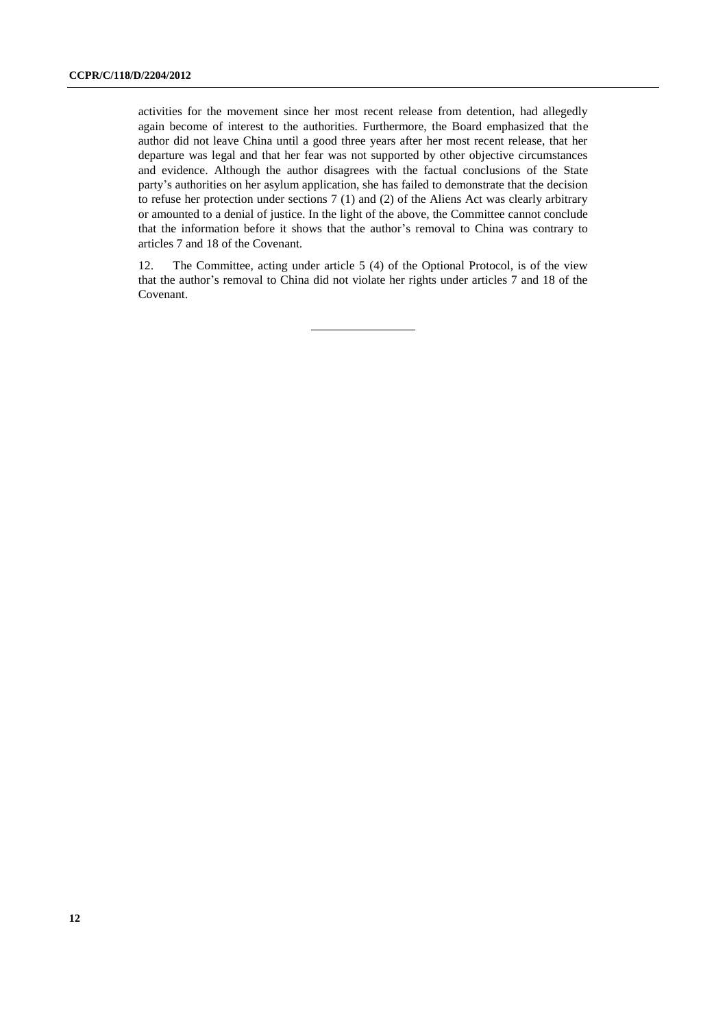activities for the movement since her most recent release from detention, had allegedly again become of interest to the authorities. Furthermore, the Board emphasized that the author did not leave China until a good three years after her most recent release, that her departure was legal and that her fear was not supported by other objective circumstances and evidence. Although the author disagrees with the factual conclusions of the State party's authorities on her asylum application, she has failed to demonstrate that the decision to refuse her protection under sections 7 (1) and (2) of the Aliens Act was clearly arbitrary or amounted to a denial of justice. In the light of the above, the Committee cannot conclude that the information before it shows that the author's removal to China was contrary to articles 7 and 18 of the Covenant.

12. The Committee, acting under article 5 (4) of the Optional Protocol, is of the view that the author's removal to China did not violate her rights under articles 7 and 18 of the Covenant.